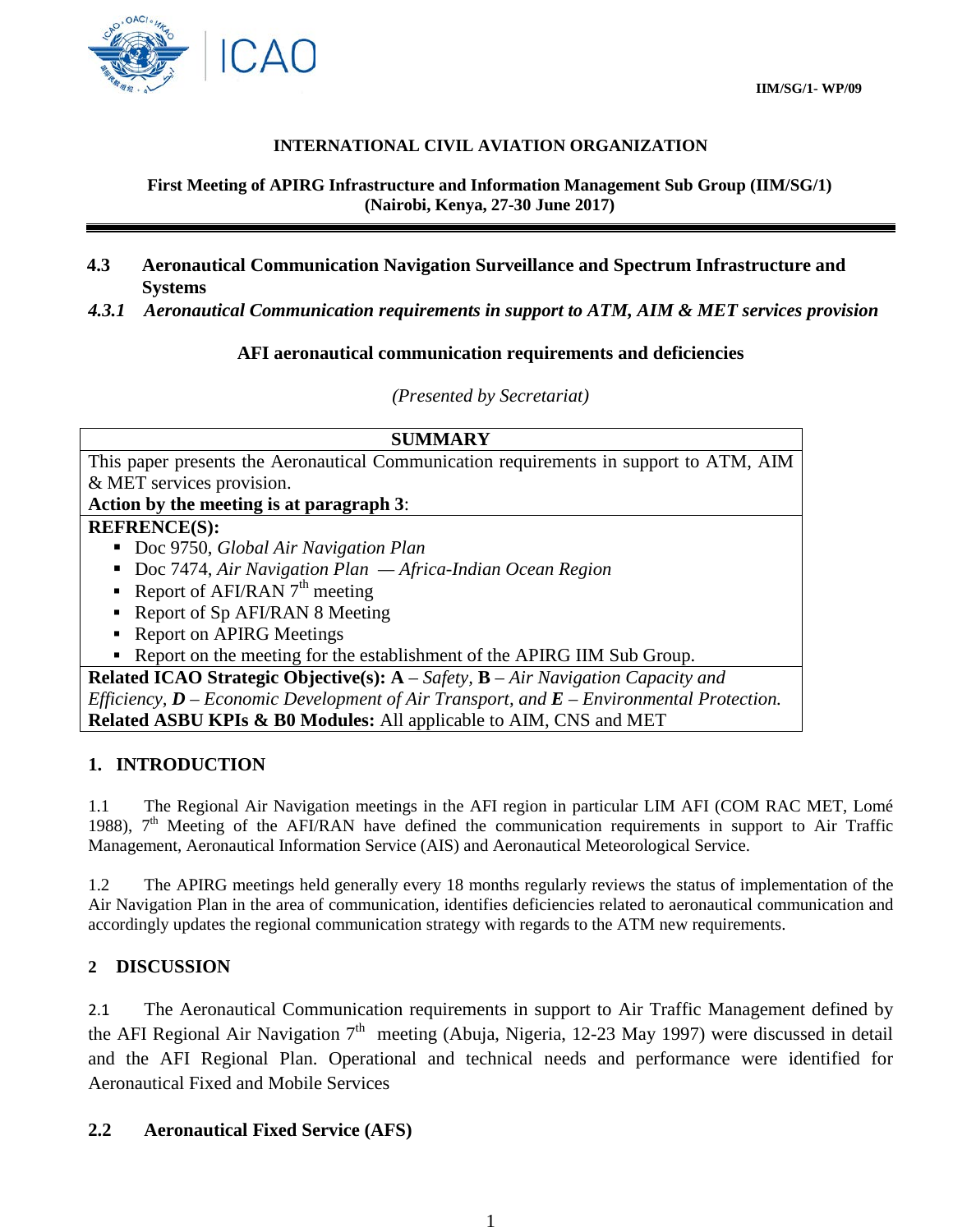IIM/SG/1- WP/09

**INTERNATIONAL CIVIL AVIATION ORGANIZATION**

**First Meeting of APIRG Infrastructure and Information Management Sub Group (IIM/SG/1)**
**(Nairobi, Kenya, 27-30 June 2017)**

---

## 4.3 Aeronautical Communication Navigation Surveillance and Spectrum Infrastructure and Systems

### *4.3.1 Aeronautical Communication requirements in support to ATM, AIM & MET services provision*

**AFI aeronautical communication requirements and deficiencies**

*(Presented by Secretariat)*

| **SUMMARY** |
|---|
| This paper presents the Aeronautical Communication requirements in support to ATM, AIM & MET services provision.<br>**Action by the meeting is at paragraph 3**: |
| **REFRENCE(S):**<br>▪ Doc 9750, *Global Air Navigation Plan*<br>▪ Doc 7474, *Air Navigation Plan — Africa-Indian Ocean Region*<br>▪ Report of AFI/RAN 7th meeting<br>▪ Report of Sp AFI/RAN 8 Meeting<br>▪ Report on APIRG Meetings<br>▪ Report on the meeting for the establishment of the APIRG IIM Sub Group. |
| **Related ICAO Strategic Objective(s): A** – *Safety*, **B** – *Air Navigation Capacity and Efficiency*, ***D*** *– Economic Development of Air Transport, and* ***E*** *– Environmental Protection.*<br>**Related ASBU KPIs & B0 Modules:** All applicable to AIM, CNS and MET |

## 1. INTRODUCTION

1.1 The Regional Air Navigation meetings in the AFI region in particular LIM AFI (COM RAC MET, Lomé 1988), 7th Meeting of the AFI/RAN have defined the communication requirements in support to Air Traffic Management, Aeronautical Information Service (AIS) and Aeronautical Meteorological Service.

1.2 The APIRG meetings held generally every 18 months regularly reviews the status of implementation of the Air Navigation Plan in the area of communication, identifies deficiencies related to aeronautical communication and accordingly updates the regional communication strategy with regards to the ATM new requirements.

## 2 DISCUSSION

2.1 The Aeronautical Communication requirements in support to Air Traffic Management defined by the AFI Regional Air Navigation 7th meeting (Abuja, Nigeria, 12-23 May 1997) were discussed in detail and the AFI Regional Plan. Operational and technical needs and performance were identified for Aeronautical Fixed and Mobile Services

### 2.2 Aeronautical Fixed Service (AFS)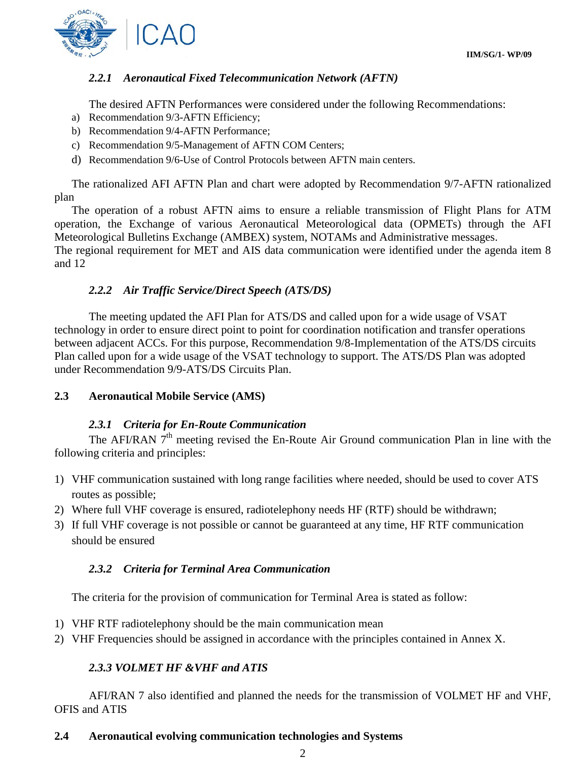#### *2.2.1 Aeronautical Fixed Telecommunication Network (AFTN)*

The desired AFTN Performances were considered under the following Recommendations:

a) Recommendation 9/3-AFTN Efficiency;
b) Recommendation 9/4-AFTN Performance;
c) Recommendation 9/5-Management of AFTN COM Centers;
d) Recommendation 9/6-Use of Control Protocols between AFTN main centers.

The rationalized AFI AFTN Plan and chart were adopted by Recommendation 9/7-AFTN rationalized plan

The operation of a robust AFTN aims to ensure a reliable transmission of Flight Plans for ATM operation, the Exchange of various Aeronautical Meteorological data (OPMETs) through the AFI Meteorological Bulletins Exchange (AMBEX) system, NOTAMs and Administrative messages.
The regional requirement for MET and AIS data communication were identified under the agenda item 8 and 12

#### *2.2.2 Air Traffic Service/Direct Speech (ATS/DS)*

The meeting updated the AFI Plan for ATS/DS and called upon for a wide usage of VSAT technology in order to ensure direct point to point for coordination notification and transfer operations between adjacent ACCs. For this purpose, Recommendation 9/8-Implementation of the ATS/DS circuits Plan called upon for a wide usage of the VSAT technology to support. The ATS/DS Plan was adopted under Recommendation 9/9-ATS/DS Circuits Plan.

### 2.3 Aeronautical Mobile Service (AMS)

#### *2.3.1 Criteria for En-Route Communication*

The AFI/RAN 7th meeting revised the En-Route Air Ground communication Plan in line with the following criteria and principles:

1) VHF communication sustained with long range facilities where needed, should be used to cover ATS routes as possible;
2) Where full VHF coverage is ensured, radiotelephony needs HF (RTF) should be withdrawn;
3) If full VHF coverage is not possible or cannot be guaranteed at any time, HF RTF communication should be ensured

#### *2.3.2 Criteria for Terminal Area Communication*

The criteria for the provision of communication for Terminal Area is stated as follow:

1) VHF RTF radiotelephony should be the main communication mean
2) VHF Frequencies should be assigned in accordance with the principles contained in Annex X.

#### *2.3.3 VOLMET HF &VHF and ATIS*

AFI/RAN 7 also identified and planned the needs for the transmission of VOLMET HF and VHF, OFIS and ATIS

### 2.4 Aeronautical evolving communication technologies and Systems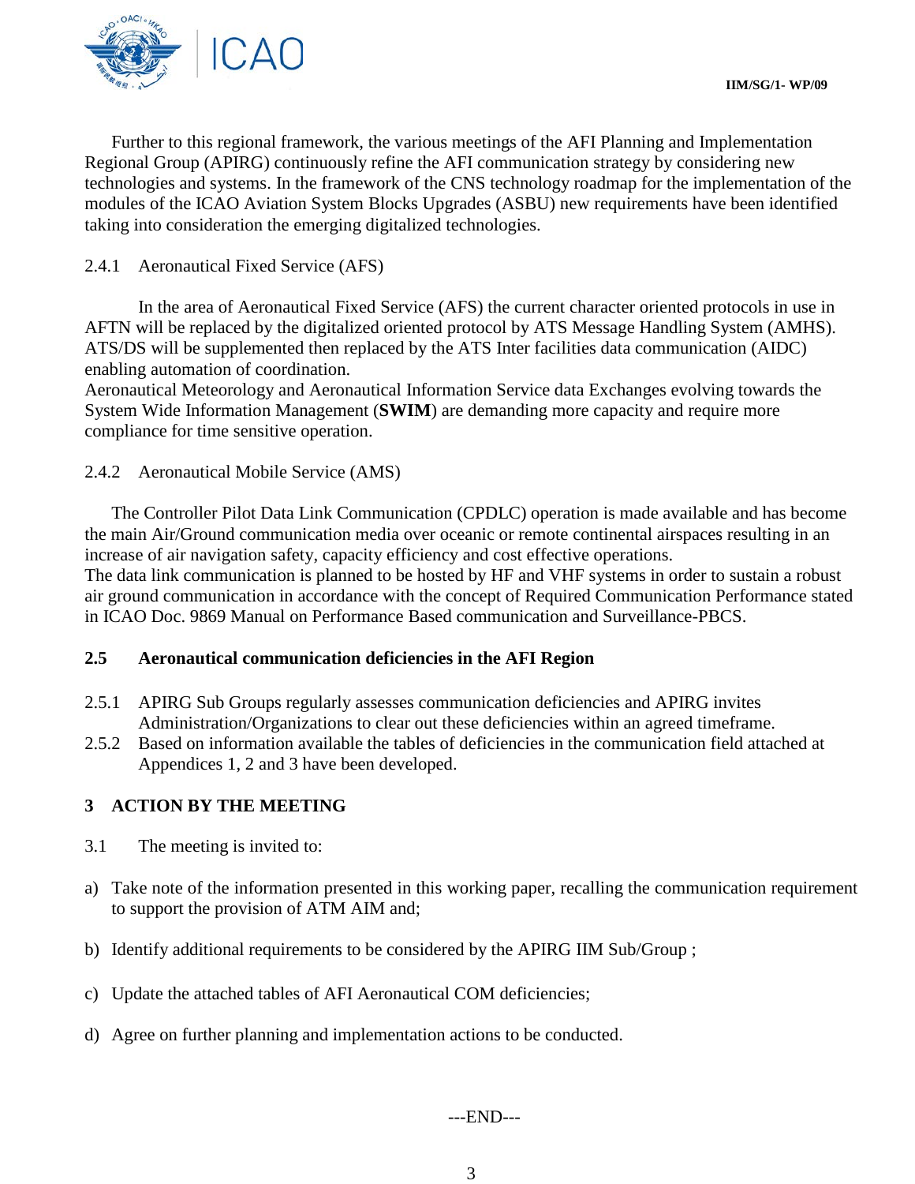Further to this regional framework, the various meetings of the AFI Planning and Implementation Regional Group (APIRG) continuously refine the AFI communication strategy by considering new technologies and systems. In the framework of the CNS technology roadmap for the implementation of the modules of the ICAO Aviation System Blocks Upgrades (ASBU) new requirements have been identified taking into consideration the emerging digitalized technologies.

2.4.1 Aeronautical Fixed Service (AFS)

In the area of Aeronautical Fixed Service (AFS) the current character oriented protocols in use in AFTN will be replaced by the digitalized oriented protocol by ATS Message Handling System (AMHS). ATS/DS will be supplemented then replaced by the ATS Inter facilities data communication (AIDC) enabling automation of coordination.
Aeronautical Meteorology and Aeronautical Information Service data Exchanges evolving towards the System Wide Information Management (**SWIM**) are demanding more capacity and require more compliance for time sensitive operation.

2.4.2 Aeronautical Mobile Service (AMS)

The Controller Pilot Data Link Communication (CPDLC) operation is made available and has become the main Air/Ground communication media over oceanic or remote continental airspaces resulting in an increase of air navigation safety, capacity efficiency and cost effective operations.
The data link communication is planned to be hosted by HF and VHF systems in order to sustain a robust air ground communication in accordance with the concept of Required Communication Performance stated in ICAO Doc. 9869 Manual on Performance Based communication and Surveillance-PBCS.

## 2.5 Aeronautical communication deficiencies in the AFI Region

2.5.1 APIRG Sub Groups regularly assesses communication deficiencies and APIRG invites Administration/Organizations to clear out these deficiencies within an agreed timeframe.

2.5.2 Based on information available the tables of deficiencies in the communication field attached at Appendices 1, 2 and 3 have been developed.

## 3 ACTION BY THE MEETING

3.1 The meeting is invited to:

a) Take note of the information presented in this working paper, recalling the communication requirement to support the provision of ATM AIM and;

b) Identify additional requirements to be considered by the APIRG IIM Sub/Group ;

c) Update the attached tables of AFI Aeronautical COM deficiencies;

d) Agree on further planning and implementation actions to be conducted.

---END---